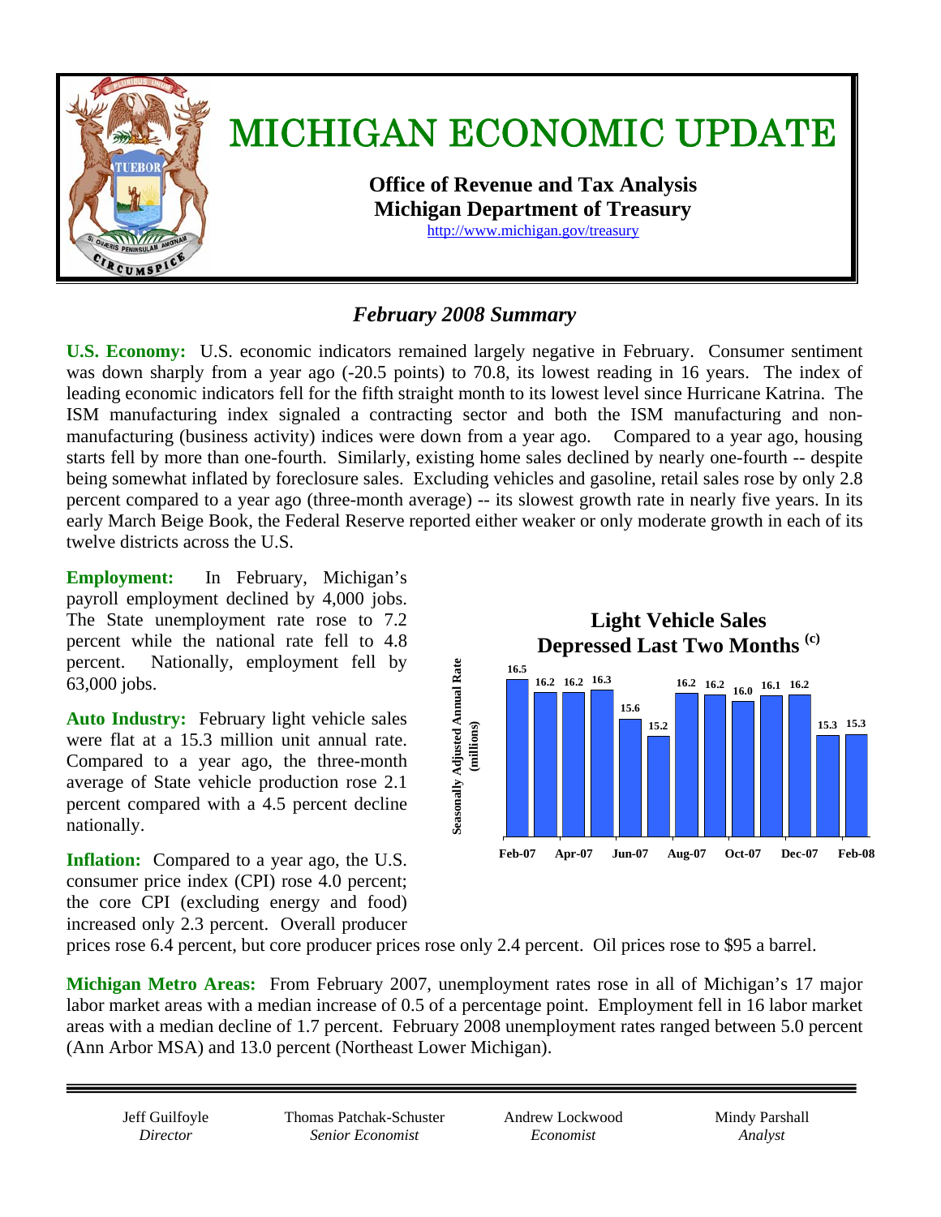# MICHIGAN ECONOMIC UPDATE

**Office of Revenue and Tax Analysis**
**Michigan Department of Treasury**
http://www.michigan.gov/treasury

## *February 2008 Summary*

**U.S. Economy:** U.S. economic indicators remained largely negative in February. Consumer sentiment was down sharply from a year ago (-20.5 points) to 70.8, its lowest reading in 16 years. The index of leading economic indicators fell for the fifth straight month to its lowest level since Hurricane Katrina. The ISM manufacturing index signaled a contracting sector and both the ISM manufacturing and non-manufacturing (business activity) indices were down from a year ago. Compared to a year ago, housing starts fell by more than one-fourth. Similarly, existing home sales declined by nearly one-fourth -- despite being somewhat inflated by foreclosure sales. Excluding vehicles and gasoline, retail sales rose by only 2.8 percent compared to a year ago (three-month average) -- its slowest growth rate in nearly five years. In its early March Beige Book, the Federal Reserve reported either weaker or only moderate growth in each of its twelve districts across the U.S.

**Employment:** In February, Michigan's payroll employment declined by 4,000 jobs. The State unemployment rate rose to 7.2 percent while the national rate fell to 4.8 percent. Nationally, employment fell by 63,000 jobs.

**Auto Industry:** February light vehicle sales were flat at a 15.3 million unit annual rate. Compared to a year ago, the three-month average of State vehicle production rose 2.1 percent compared with a 4.5 percent decline nationally.

**Light Vehicle Sales Depressed Last Two Months** [(c)]

Seasonally Adjusted Annual Rate (millions)

| Month | Feb-07 | Mar-07 | Apr-07 | May-07 | Jun-07 | Jul-07 | Aug-07 | Sep-07 | Oct-07 | Nov-07 | Dec-07 | Jan-08 | Feb-08 |
|---|---|---|---|---|---|---|---|---|---|---|---|---|---|
| Sales | 16.5 | 16.2 | 16.2 | 16.3 | 15.6 | 15.2 | 16.2 | 16.2 | 16.0 | 16.1 | 16.2 | 15.3 | 15.3 |

**Inflation:** Compared to a year ago, the U.S. consumer price index (CPI) rose 4.0 percent; the core CPI (excluding energy and food) increased only 2.3 percent. Overall producer prices rose 6.4 percent, but core producer prices rose only 2.4 percent. Oil prices rose to $95 a barrel.

**Michigan Metro Areas:** From February 2007, unemployment rates rose in all of Michigan's 17 major labor market areas with a median increase of 0.5 of a percentage point. Employment fell in 16 labor market areas with a median decline of 1.7 percent. February 2008 unemployment rates ranged between 5.0 percent (Ann Arbor MSA) and 13.0 percent (Northeast Lower Michigan).

---

Jeff Guilfoyle, *Director* | Thomas Patchak-Schuster, *Senior Economist* | Andrew Lockwood, *Economist* | Mindy Parshall, *Analyst*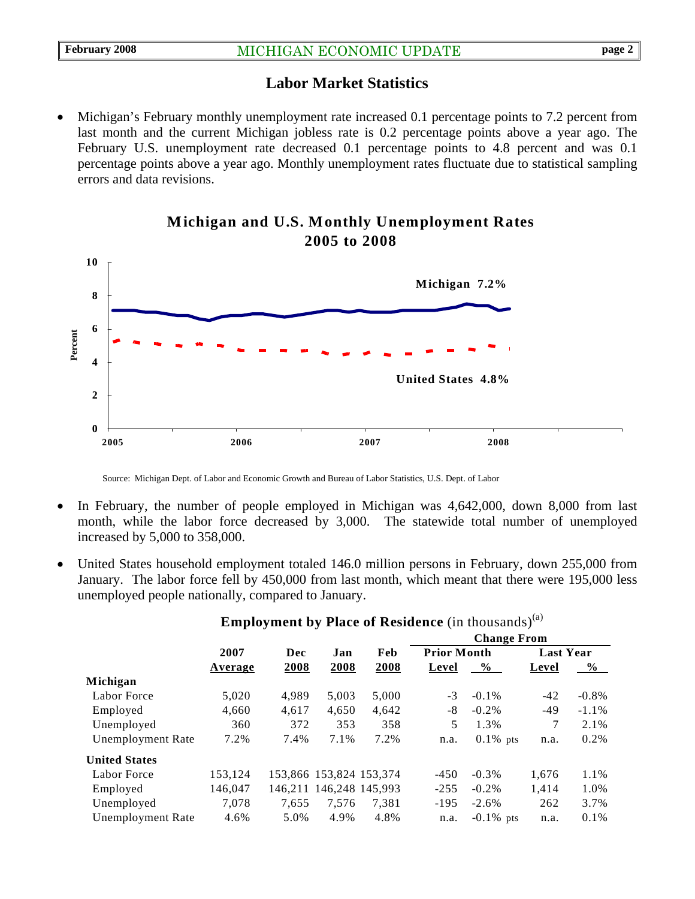## Labor Market Statistics

- Michigan's February monthly unemployment rate increased 0.1 percentage points to 7.2 percent from last month and the current Michigan jobless rate is 0.2 percentage points above a year ago. The February U.S. unemployment rate decreased 0.1 percentage points to 4.8 percent and was 0.1 percentage points above a year ago. Monthly unemployment rates fluctuate due to statistical sampling errors and data revisions.

**Michigan and U.S. Monthly Unemployment Rates 2005 to 2008**

Source: Michigan Dept. of Labor and Economic Growth and Bureau of Labor Statistics, U.S. Dept. of Labor

- In February, the number of people employed in Michigan was 4,642,000, down 8,000 from last month, while the labor force decreased by 3,000. The statewide total number of unemployed increased by 5,000 to 358,000.

- United States household employment totaled 146.0 million persons in February, down 255,000 from January. The labor force fell by 450,000 from last month, which meant that there were 195,000 less unemployed people nationally, compared to January.

**Employment by Place of Residence** (in thousands)[(a)]

| | 2007 | Dec | Jan | Feb | Change From | | | |
|---|---|---|---|---|---|---|---|---|
| | | | | | Prior Month | | Last Year | |
| | Average | 2008 | 2008 | 2008 | Level | % | Level | % |
| **Michigan** | | | | | | | | |
| Labor Force | 5,020 | 4,989 | 5,003 | 5,000 | -3 | -0.1% | -42 | -0.8% |
| Employed | 4,660 | 4,617 | 4,650 | 4,642 | -8 | -0.2% | -49 | -1.1% |
| Unemployed | 360 | 372 | 353 | 358 | 5 | 1.3% | 7 | 2.1% |
| Unemployment Rate | 7.2% | 7.4% | 7.1% | 7.2% | n.a. | 0.1% pts | n.a. | 0.2% |
| **United States** | | | | | | | | |
| Labor Force | 153,124 | 153,866 | 153,824 | 153,374 | -450 | -0.3% | 1,676 | 1.1% |
| Employed | 146,047 | 146,211 | 146,248 | 145,993 | -255 | -0.2% | 1,414 | 1.0% |
| Unemployed | 7,078 | 7,655 | 7,576 | 7,381 | -195 | -2.6% | 262 | 3.7% |
| Unemployment Rate | 4.6% | 5.0% | 4.9% | 4.8% | n.a. | -0.1% pts | n.a. | 0.1% |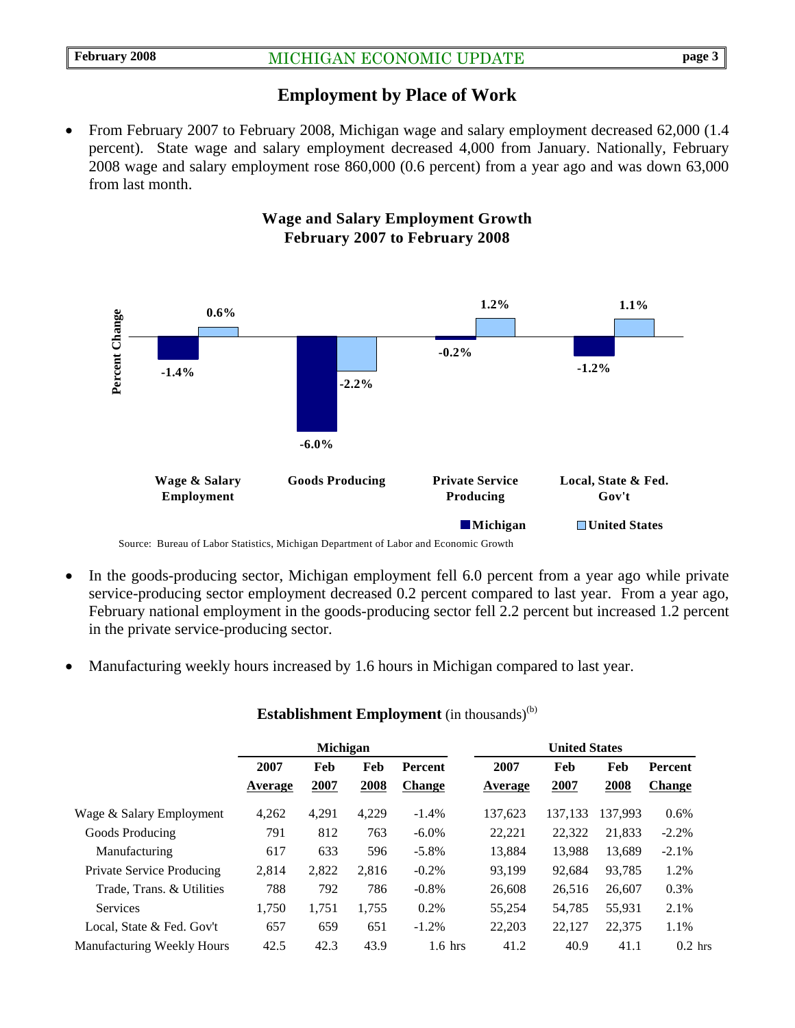## Employment by Place of Work

- From February 2007 to February 2008, Michigan wage and salary employment decreased 62,000 (1.4 percent). State wage and salary employment decreased 4,000 from January. Nationally, February 2008 wage and salary employment rose 860,000 (0.6 percent) from a year ago and was down 63,000 from last month.

**Wage and Salary Employment Growth**
**February 2007 to February 2008**

| Percent Change | Michigan | United States |
|---|---|---|
| Wage & Salary Employment | -1.4% | 0.6% |
| Goods Producing | -6.0% | -2.2% |
| Private Service Producing | -0.2% | 1.2% |
| Local, State & Fed. Gov't | -1.2% | 1.1% |

Source: Bureau of Labor Statistics, Michigan Department of Labor and Economic Growth

- In the goods-producing sector, Michigan employment fell 6.0 percent from a year ago while private service-producing sector employment decreased 0.2 percent compared to last year. From a year ago, February national employment in the goods-producing sector fell 2.2 percent but increased 1.2 percent in the private service-producing sector.

- Manufacturing weekly hours increased by 1.6 hours in Michigan compared to last year.

### Establishment Employment (in thousands)[(b)]

| | Michigan | | | | United States | | | |
|---|---|---|---|---|---|---|---|---|
| | 2007 Average | Feb 2007 | Feb 2008 | Percent Change | 2007 Average | Feb 2007 | Feb 2008 | Percent Change |
| Wage & Salary Employment | 4,262 | 4,291 | 4,229 | -1.4% | 137,623 | 137,133 | 137,993 | 0.6% |
| Goods Producing | 791 | 812 | 763 | -6.0% | 22,221 | 22,322 | 21,833 | -2.2% |
| Manufacturing | 617 | 633 | 596 | -5.8% | 13,884 | 13,988 | 13,689 | -2.1% |
| Private Service Producing | 2,814 | 2,822 | 2,816 | -0.2% | 93,199 | 92,684 | 93,785 | 1.2% |
| Trade, Trans. & Utilities | 788 | 792 | 786 | -0.8% | 26,608 | 26,516 | 26,607 | 0.3% |
| Services | 1,750 | 1,751 | 1,755 | 0.2% | 55,254 | 54,785 | 55,931 | 2.1% |
| Local, State & Fed. Gov't | 657 | 659 | 651 | -1.2% | 22,203 | 22,127 | 22,375 | 1.1% |
| Manufacturing Weekly Hours | 42.5 | 42.3 | 43.9 | 1.6 hrs | 41.2 | 40.9 | 41.1 | 0.2 hrs |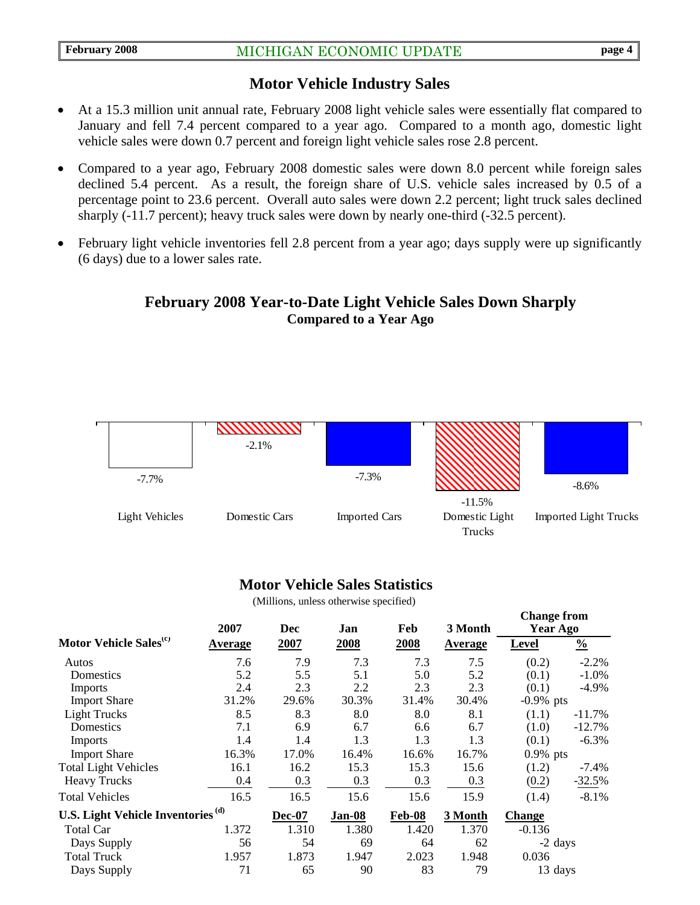## Motor Vehicle Industry Sales

- At a 15.3 million unit annual rate, February 2008 light vehicle sales were essentially flat compared to January and fell 7.4 percent compared to a year ago. Compared to a month ago, domestic light vehicle sales were down 0.7 percent and foreign light vehicle sales rose 2.8 percent.
- Compared to a year ago, February 2008 domestic sales were down 8.0 percent while foreign sales declined 5.4 percent. As a result, the foreign share of U.S. vehicle sales increased by 0.5 of a percentage point to 23.6 percent. Overall auto sales were down 2.2 percent; light truck sales declined sharply (-11.7 percent); heavy truck sales were down by nearly one-third (-32.5 percent).
- February light vehicle inventories fell 2.8 percent from a year ago; days supply were up significantly (6 days) due to a lower sales rate.

### February 2008 Year-to-Date Light Vehicle Sales Down Sharply
**Compared to a Year Ago**

| Light Vehicles | Domestic Cars | Imported Cars | Domestic Light Trucks | Imported Light Trucks |
|---|---|---|---|---|
| -7.7% | -2.1% | -7.3% | -11.5% | -8.6% |

### Motor Vehicle Sales Statistics

(Millions, unless otherwise specified)

| Motor Vehicle Sales[(c)] | 2007 Average | Dec 2007 | Jan 2008 | Feb 2008 | 3 Month Average | Change from Year Ago Level | Change from Year Ago % |
|---|---|---|---|---|---|---|---|
| Autos | 7.6 | 7.9 | 7.3 | 7.3 | 7.5 | (0.2) | -2.2% |
| Domestics | 5.2 | 5.5 | 5.1 | 5.0 | 5.2 | (0.1) | -1.0% |
| Imports | 2.4 | 2.3 | 2.2 | 2.3 | 2.3 | (0.1) | -4.9% |
| Import Share | 31.2% | 29.6% | 30.3% | 31.4% | 30.4% | -0.9% pts | |
| Light Trucks | 8.5 | 8.3 | 8.0 | 8.0 | 8.1 | (1.1) | -11.7% |
| Domestics | 7.1 | 6.9 | 6.7 | 6.6 | 6.7 | (1.0) | -12.7% |
| Imports | 1.4 | 1.4 | 1.3 | 1.3 | 1.3 | (0.1) | -6.3% |
| Import Share | 16.3% | 17.0% | 16.4% | 16.6% | 16.7% | 0.9% pts | |
| Total Light Vehicles | 16.1 | 16.2 | 15.3 | 15.3 | 15.6 | (1.2) | -7.4% |
| Heavy Trucks | 0.4 | 0.3 | 0.3 | 0.3 | 0.3 | (0.2) | -32.5% |
| Total Vehicles | 16.5 | 16.5 | 15.6 | 15.6 | 15.9 | (1.4) | -8.1% |
| **U.S. Light Vehicle Inventories[(d)]** | | **Dec-07** | **Jan-08** | **Feb-08** | **3 Month** | **Change** | |
| Total Car | 1.372 | 1.310 | 1.380 | 1.420 | 1.370 | -0.136 | |
| Days Supply | 56 | 54 | 69 | 64 | 62 | -2 days | |
| Total Truck | 1.957 | 1.873 | 1.947 | 2.023 | 1.948 | 0.036 | |
| Days Supply | 71 | 65 | 90 | 83 | 79 | 13 days | |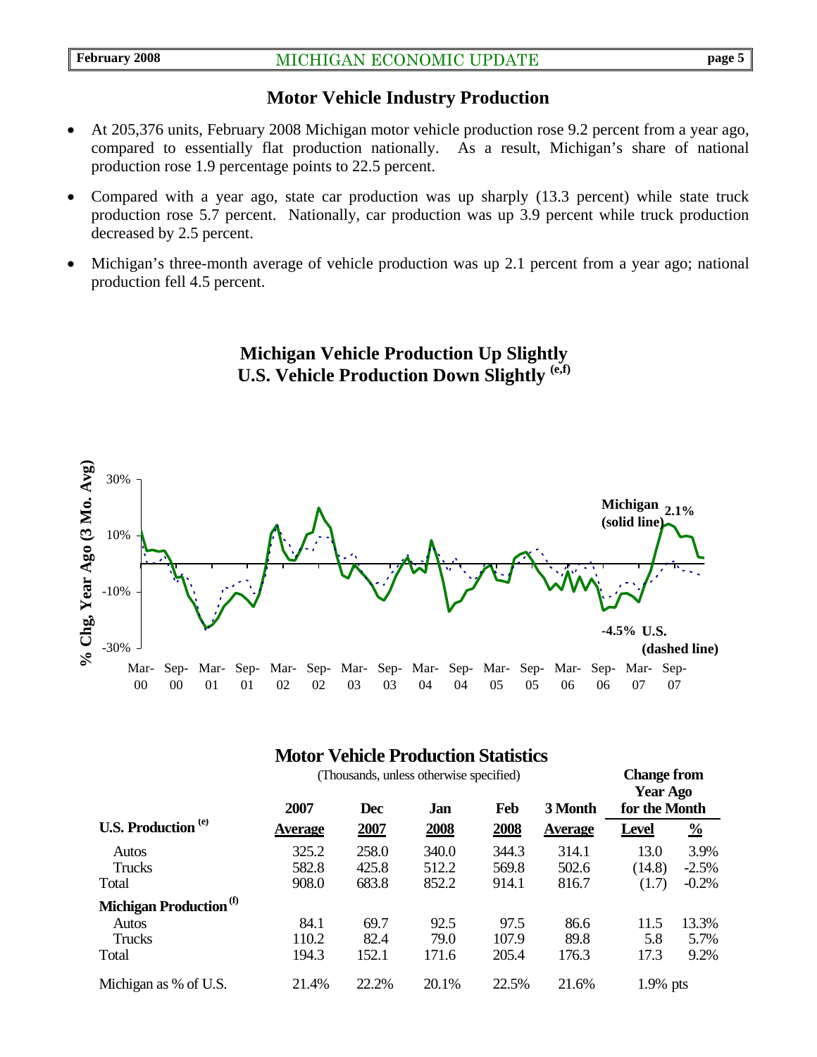## Motor Vehicle Industry Production

- At 205,376 units, February 2008 Michigan motor vehicle production rose 9.2 percent from a year ago, compared to essentially flat production nationally. As a result, Michigan's share of national production rose 1.9 percentage points to 22.5 percent.
- Compared with a year ago, state car production was up sharply (13.3 percent) while state truck production rose 5.7 percent. Nationally, car production was up 3.9 percent while truck production decreased by 2.5 percent.
- Michigan's three-month average of vehicle production was up 2.1 percent from a year ago; national production fell 4.5 percent.

### Michigan Vehicle Production Up Slightly U.S. Vehicle Production Down Slightly [e,f]

% Chg, Year Ago (3 Mo. Avg)

Michigan (solid line) 2.1%

-4.5% U.S. (dashed line)

### Motor Vehicle Production Statistics

(Thousands, unless otherwise specified)

| U.S. Production [e] | 2007 Average | Dec 2007 | Jan 2008 | Feb 2008 | 3 Month Average | Change from Year Ago for the Month Level | Change from Year Ago for the Month % |
|---|---|---|---|---|---|---|---|
| Autos | 325.2 | 258.0 | 340.0 | 344.3 | 314.1 | 13.0 | 3.9% |
| Trucks | 582.8 | 425.8 | 512.2 | 569.8 | 502.6 | (14.8) | -2.5% |
| Total | 908.0 | 683.8 | 852.2 | 914.1 | 816.7 | (1.7) | -0.2% |
| **Michigan Production [f]** | | | | | | | |
| Autos | 84.1 | 69.7 | 92.5 | 97.5 | 86.6 | 11.5 | 13.3% |
| Trucks | 110.2 | 82.4 | 79.0 | 107.9 | 89.8 | 5.8 | 5.7% |
| Total | 194.3 | 152.1 | 171.6 | 205.4 | 176.3 | 17.3 | 9.2% |
| Michigan as % of U.S. | 21.4% | 22.2% | 20.1% | 22.5% | 21.6% | 1.9% pts | |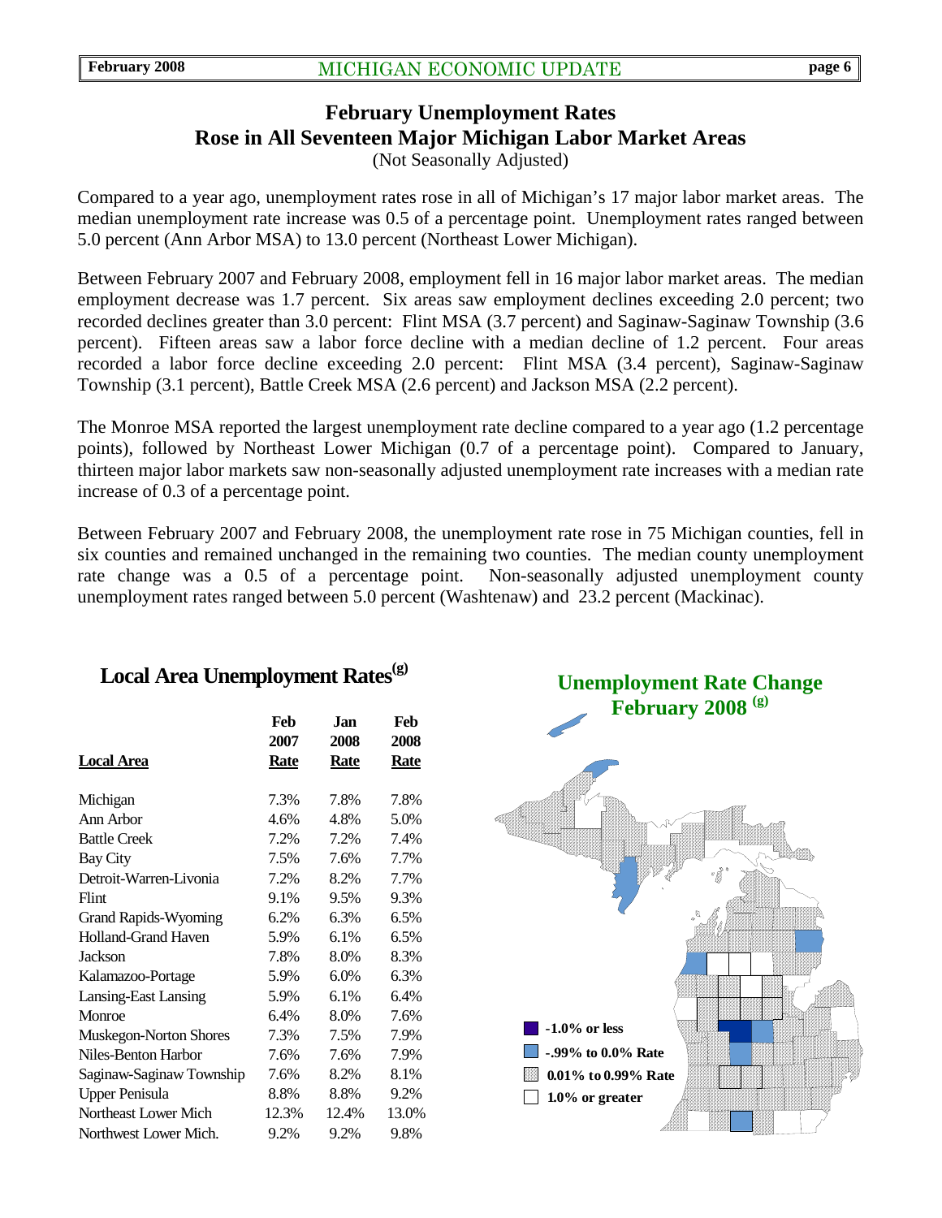## February Unemployment Rates Rose in All Seventeen Major Michigan Labor Market Areas

(Not Seasonally Adjusted)

Compared to a year ago, unemployment rates rose in all of Michigan's 17 major labor market areas. The median unemployment rate increase was 0.5 of a percentage point. Unemployment rates ranged between 5.0 percent (Ann Arbor MSA) to 13.0 percent (Northeast Lower Michigan).

Between February 2007 and February 2008, employment fell in 16 major labor market areas. The median employment decrease was 1.7 percent. Six areas saw employment declines exceeding 2.0 percent; two recorded declines greater than 3.0 percent: Flint MSA (3.7 percent) and Saginaw-Saginaw Township (3.6 percent). Fifteen areas saw a labor force decline with a median decline of 1.2 percent. Four areas recorded a labor force decline exceeding 2.0 percent: Flint MSA (3.4 percent), Saginaw-Saginaw Township (3.1 percent), Battle Creek MSA (2.6 percent) and Jackson MSA (2.2 percent).

The Monroe MSA reported the largest unemployment rate decline compared to a year ago (1.2 percentage points), followed by Northeast Lower Michigan (0.7 of a percentage point). Compared to January, thirteen major labor markets saw non-seasonally adjusted unemployment rate increases with a median rate increase of 0.3 of a percentage point.

Between February 2007 and February 2008, the unemployment rate rose in 75 Michigan counties, fell in six counties and remained unchanged in the remaining two counties. The median county unemployment rate change was a 0.5 of a percentage point. Non-seasonally adjusted unemployment county unemployment rates ranged between 5.0 percent (Washtenaw) and 23.2 percent (Mackinac).

### Local Area Unemployment Rates[g]

| Local Area | Feb 2007 Rate | Jan 2008 Rate | Feb 2008 Rate |
|---|---|---|---|
| Michigan | 7.3% | 7.8% | 7.8% |
| Ann Arbor | 4.6% | 4.8% | 5.0% |
| Battle Creek | 7.2% | 7.2% | 7.4% |
| Bay City | 7.5% | 7.6% | 7.7% |
| Detroit-Warren-Livonia | 7.2% | 8.2% | 7.7% |
| Flint | 9.1% | 9.5% | 9.3% |
| Grand Rapids-Wyoming | 6.2% | 6.3% | 6.5% |
| Holland-Grand Haven | 5.9% | 6.1% | 6.5% |
| Jackson | 7.8% | 8.0% | 8.3% |
| Kalamazoo-Portage | 5.9% | 6.0% | 6.3% |
| Lansing-East Lansing | 5.9% | 6.1% | 6.4% |
| Monroe | 6.4% | 8.0% | 7.6% |
| Muskegon-Norton Shores | 7.3% | 7.5% | 7.9% |
| Niles-Benton Harbor | 7.6% | 7.6% | 7.9% |
| Saginaw-Saginaw Township | 7.6% | 8.2% | 8.1% |
| Upper Penisula | 8.8% | 8.8% | 9.2% |
| Northeast Lower Mich | 12.3% | 12.4% | 13.0% |
| Northwest Lower Mich. | 9.2% | 9.2% | 9.8% |

### Unemployment Rate Change February 2008 [g]

- -1.0% or less
- -.99% to 0.0% Rate
- 0.01% to 0.99% Rate
- 1.0% or greater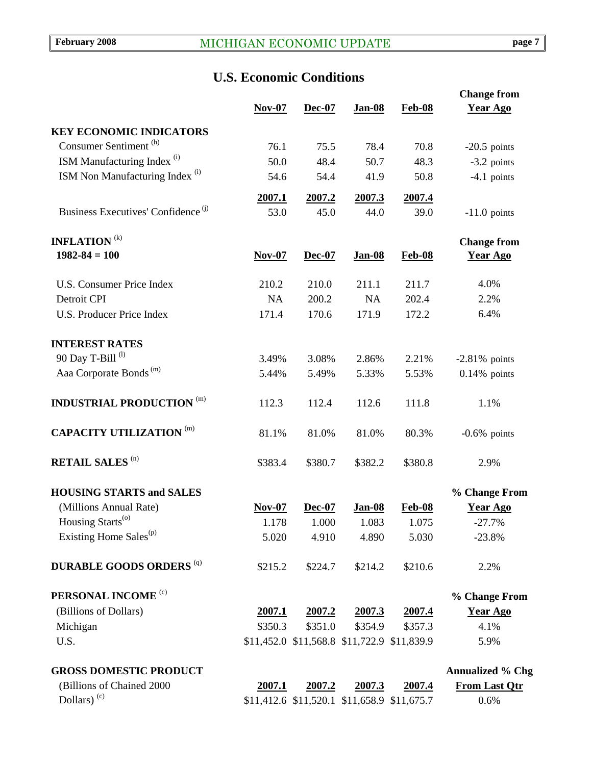## U.S. Economic Conditions

| | Nov-07 | Dec-07 | Jan-08 | Feb-08 | Change from Year Ago |
|---|---|---|---|---|---|
| **KEY ECONOMIC INDICATORS** | | | | | |
| Consumer Sentiment [h] | 76.1 | 75.5 | 78.4 | 70.8 | -20.5 points |
| ISM Manufacturing Index [i] | 50.0 | 48.4 | 50.7 | 48.3 | -3.2 points |
| ISM Non Manufacturing Index [i] | 54.6 | 54.4 | 41.9 | 50.8 | -4.1 points |
| | **2007.1** | **2007.2** | **2007.3** | **2007.4** | |
| Business Executives' Confidence [j] | 53.0 | 45.0 | 44.0 | 39.0 | -11.0 points |

| **INFLATION** [k] 1982-84 = 100 | Nov-07 | Dec-07 | Jan-08 | Feb-08 | Change from Year Ago |
|---|---|---|---|---|---|
| U.S. Consumer Price Index | 210.2 | 210.0 | 211.1 | 211.7 | 4.0% |
| Detroit CPI | NA | 200.2 | NA | 202.4 | 2.2% |
| U.S. Producer Price Index | 171.4 | 170.6 | 171.9 | 172.2 | 6.4% |
| **INTEREST RATES** | | | | | |
| 90 Day T-Bill [l] | 3.49% | 3.08% | 2.86% | 2.21% | -2.81% points |
| Aaa Corporate Bonds [m] | 5.44% | 5.49% | 5.33% | 5.53% | 0.14% points |
| **INDUSTRIAL PRODUCTION** [m] | 112.3 | 112.4 | 112.6 | 111.8 | 1.1% |
| **CAPACITY UTILIZATION** [m] | 81.1% | 81.0% | 81.0% | 80.3% | -0.6% points |
| **RETAIL SALES** [n] | $383.4 | $380.7 | $382.2 | $380.8 | 2.9% |

| **HOUSING STARTS and SALES** (Millions Annual Rate) | Nov-07 | Dec-07 | Jan-08 | Feb-08 | % Change From Year Ago |
|---|---|---|---|---|---|
| Housing Starts [o] | 1.178 | 1.000 | 1.083 | 1.075 | -27.7% |
| Existing Home Sales [p] | 5.020 | 4.910 | 4.890 | 5.030 | -23.8% |
| **DURABLE GOODS ORDERS** [q] | $215.2 | $224.7 | $214.2 | $210.6 | 2.2% |

| **PERSONAL INCOME** [c] (Billions of Dollars) | 2007.1 | 2007.2 | 2007.3 | 2007.4 | % Change From Year Ago |
|---|---|---|---|---|---|
| Michigan | $350.3 | $351.0 | $354.9 | $357.3 | 4.1% |
| U.S. | $11,452.0 | $11,568.8 | $11,722.9 | $11,839.9 | 5.9% |

| **GROSS DOMESTIC PRODUCT** (Billions of Chained 2000 Dollars) [c] | 2007.1 | 2007.2 | 2007.3 | 2007.4 | Annualized % Chg From Last Qtr |
|---|---|---|---|---|---|
| | $11,412.6 | $11,520.1 | $11,658.9 | $11,675.7 | 0.6% |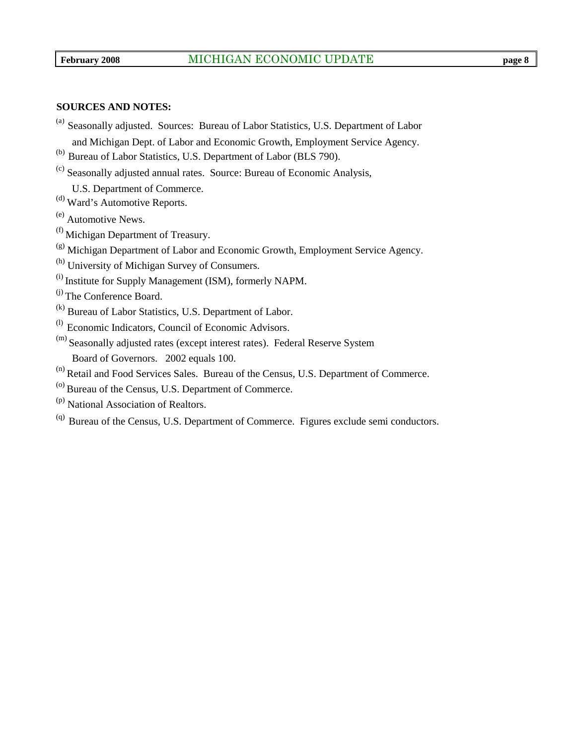**SOURCES AND NOTES:**

[a] Seasonally adjusted. Sources: Bureau of Labor Statistics, U.S. Department of Labor and Michigan Dept. of Labor and Economic Growth, Employment Service Agency.

[b] Bureau of Labor Statistics, U.S. Department of Labor (BLS 790).

[c] Seasonally adjusted annual rates. Source: Bureau of Economic Analysis, U.S. Department of Commerce.

[d] Ward's Automotive Reports.

[e] Automotive News.

[f] Michigan Department of Treasury.

[g] Michigan Department of Labor and Economic Growth, Employment Service Agency.

[h] University of Michigan Survey of Consumers.

[i] Institute for Supply Management (ISM), formerly NAPM.

[j] The Conference Board.

[k] Bureau of Labor Statistics, U.S. Department of Labor.

[l] Economic Indicators, Council of Economic Advisors.

[m] Seasonally adjusted rates (except interest rates). Federal Reserve System Board of Governors. 2002 equals 100.

[n] Retail and Food Services Sales. Bureau of the Census, U.S. Department of Commerce.

[o] Bureau of the Census, U.S. Department of Commerce.

[p] National Association of Realtors.

[q] Bureau of the Census, U.S. Department of Commerce. Figures exclude semi conductors.